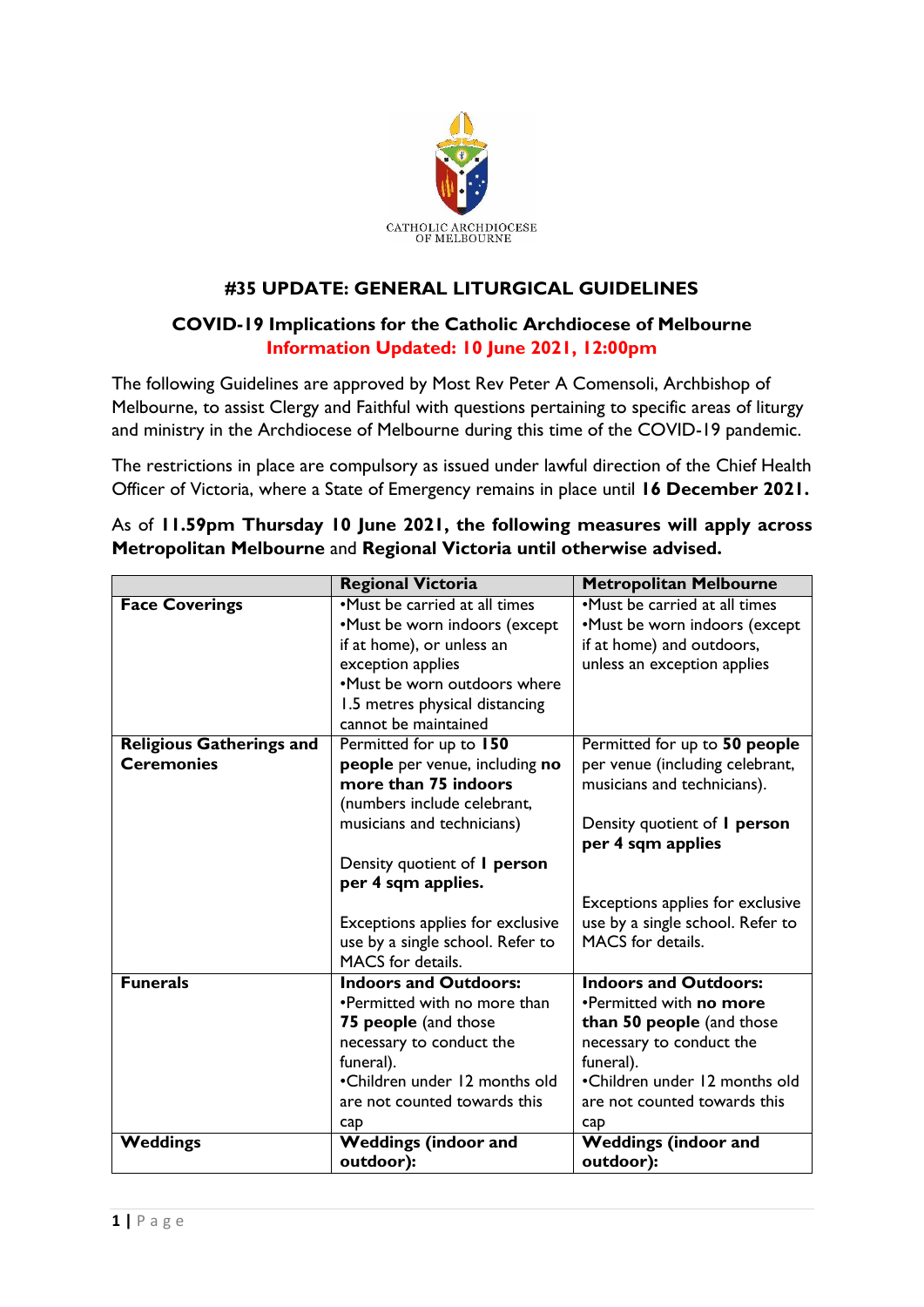CATHOLIC ARCHDIOCESE OF MELBOURNE

## #35 UPDATE: GENERAL LITURGICAL GUIDELINES

### COVID-19 Implications for the Catholic Archdiocese of Melbourne

**Information Updated: 10 June 2021, 12:00pm**

The following Guidelines are approved by Most Rev Peter A Comensoli, Archbishop of Melbourne, to assist Clergy and Faithful with questions pertaining to specific areas of liturgy and ministry in the Archdiocese of Melbourne during this time of the COVID-19 pandemic.

The restrictions in place are compulsory as issued under lawful direction of the Chief Health Officer of Victoria, where a State of Emergency remains in place until **16 December 2021.**

As of **11.59pm Thursday 10 June 2021, the following measures will apply across Metropolitan Melbourne** and **Regional Victoria until otherwise advised.**

| | **Regional Victoria** | **Metropolitan Melbourne** |
|---|---|---|
| **Face Coverings** | •Must be carried at all times<br>•Must be worn indoors (except if at home), or unless an exception applies<br>•Must be worn outdoors where 1.5 metres physical distancing cannot be maintained | •Must be carried at all times<br>•Must be worn indoors (except if at home) and outdoors, unless an exception applies |
| **Religious Gatherings and Ceremonies** | Permitted for up to **150 people** per venue, including **no more than 75 indoors** (numbers include celebrant, musicians and technicians)<br><br>Density quotient of **1 person per 4 sqm applies.**<br><br>Exceptions applies for exclusive use by a single school. Refer to MACS for details. | Permitted for up to **50 people** per venue (including celebrant, musicians and technicians).<br><br>Density quotient of **1 person per 4 sqm applies**<br><br>Exceptions applies for exclusive use by a single school. Refer to MACS for details. |
| **Funerals** | **Indoors and Outdoors:**<br>•Permitted with no more than **75 people** (and those necessary to conduct the funeral).<br>•Children under 12 months old are not counted towards this cap | **Indoors and Outdoors:**<br>•Permitted with **no more than 50 people** (and those necessary to conduct the funeral).<br>•Children under 12 months old are not counted towards this cap |
| **Weddings** | **Weddings (indoor and outdoor):** | **Weddings (indoor and outdoor):** |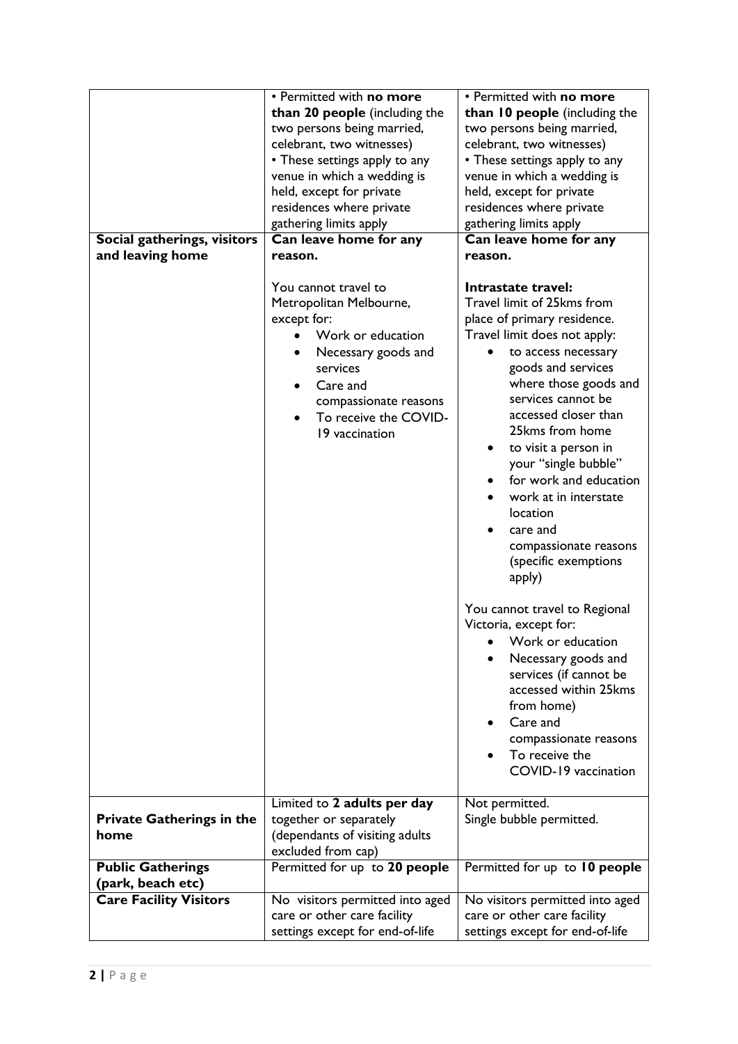| | | |
|---|---|---|
| | • Permitted with **no more than 20 people** (including the two persons being married, celebrant, two witnesses)<br>• These settings apply to any venue in which a wedding is held, except for private residences where private gathering limits apply | • Permitted with **no more than 10 people** (including the two persons being married, celebrant, two witnesses)<br>• These settings apply to any venue in which a wedding is held, except for private residences where private gathering limits apply |
| **Social gatherings, visitors and leaving home** | **Can leave home for any reason.**<br><br>You cannot travel to Metropolitan Melbourne, except for:<br>• Work or education<br>• Necessary goods and services<br>• Care and compassionate reasons<br>• To receive the COVID-19 vaccination | **Can leave home for any reason.**<br><br>**Intrastate travel:**<br>Travel limit of 25kms from place of primary residence.<br>Travel limit does not apply:<br>• to access necessary goods and services where those goods and services cannot be accessed closer than 25kms from home<br>• to visit a person in your "single bubble"<br>• for work and education<br>• work at in interstate location<br>• care and compassionate reasons (specific exemptions apply)<br><br>You cannot travel to Regional Victoria, except for:<br>• Work or education<br>• Necessary goods and services (if cannot be accessed within 25kms from home)<br>• Care and compassionate reasons<br>• To receive the COVID-19 vaccination |
| **Private Gatherings in the home** | Limited to **2 adults per day** together or separately (dependants of visiting adults excluded from cap) | Not permitted.<br>Single bubble permitted. |
| **Public Gatherings (park, beach etc)** | Permitted for up to **20 people** | Permitted for up to **10 people** |
| **Care Facility Visitors** | No visitors permitted into aged care or other care facility settings except for end-of-life | No visitors permitted into aged care or other care facility settings except for end-of-life |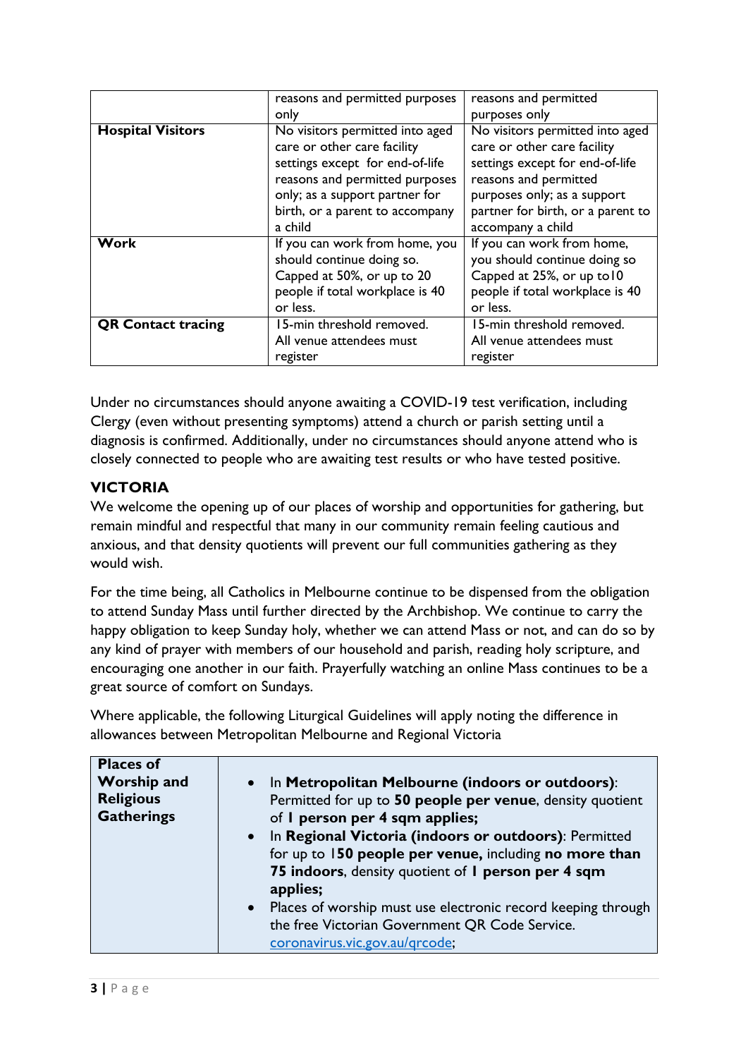| | | |
|---|---|---|
| | reasons and permitted purposes only | reasons and permitted purposes only |
| **Hospital Visitors** | No visitors permitted into aged care or other care facility settings except for end-of-life reasons and permitted purposes only; as a support partner for birth, or a parent to accompany a child | No visitors permitted into aged care or other care facility settings except for end-of-life reasons and permitted purposes only; as a support partner for birth, or a parent to accompany a child |
| **Work** | If you can work from home, you should continue doing so. Capped at 50%, or up to 20 people if total workplace is 40 or less. | If you can work from home, you should continue doing so Capped at 25%, or up to10 people if total workplace is 40 or less. |
| **QR Contact tracing** | 15-min threshold removed. All venue attendees must register | 15-min threshold removed. All venue attendees must register |

Under no circumstances should anyone awaiting a COVID-19 test verification, including Clergy (even without presenting symptoms) attend a church or parish setting until a diagnosis is confirmed. Additionally, under no circumstances should anyone attend who is closely connected to people who are awaiting test results or who have tested positive.

## VICTORIA

We welcome the opening up of our places of worship and opportunities for gathering, but remain mindful and respectful that many in our community remain feeling cautious and anxious, and that density quotients will prevent our full communities gathering as they would wish.

For the time being, all Catholics in Melbourne continue to be dispensed from the obligation to attend Sunday Mass until further directed by the Archbishop. We continue to carry the happy obligation to keep Sunday holy, whether we can attend Mass or not, and can do so by any kind of prayer with members of our household and parish, reading holy scripture, and encouraging one another in our faith. Prayerfully watching an online Mass continues to be a great source of comfort on Sundays.

Where applicable, the following Liturgical Guidelines will apply noting the difference in allowances between Metropolitan Melbourne and Regional Victoria

| | |
|---|---|
| **Places of Worship and Religious Gatherings** | • In **Metropolitan Melbourne (indoors or outdoors)**: Permitted for up to **50 people per venue**, density quotient of **1 person per 4 sqm applies;**<br>• In **Regional Victoria (indoors or outdoors)**: Permitted for up to 1**50 people per venue,** including **no more than 75 indoors**, density quotient of **1 person per 4 sqm applies;**<br>• Places of worship must use electronic record keeping through the free Victorian Government QR Code Service. coronavirus.vic.gov.au/qrcode; |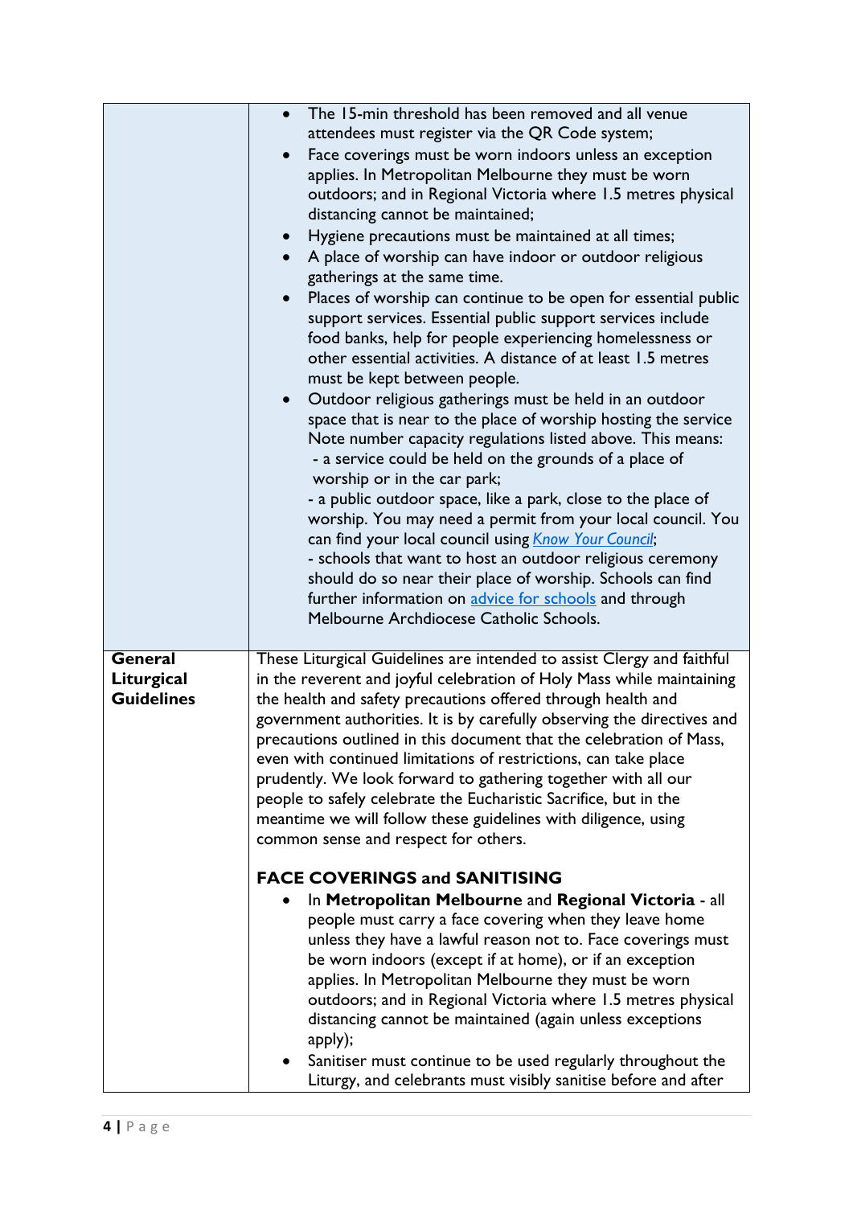| | |
|---|---|
| | • The 15-min threshold has been removed and all venue attendees must register via the QR Code system;<br>• Face coverings must be worn indoors unless an exception applies. In Metropolitan Melbourne they must be worn outdoors; and in Regional Victoria where 1.5 metres physical distancing cannot be maintained;<br>• Hygiene precautions must be maintained at all times;<br>• A place of worship can have indoor or outdoor religious gatherings at the same time.<br>• Places of worship can continue to be open for essential public support services. Essential public support services include food banks, help for people experiencing homelessness or other essential activities. A distance of at least 1.5 metres must be kept between people.<br>• Outdoor religious gatherings must be held in an outdoor space that is near to the place of worship hosting the service Note number capacity regulations listed above. This means:<br>- a service could be held on the grounds of a place of worship or in the car park;<br>- a public outdoor space, like a park, close to the place of worship. You may need a permit from your local council. You can find your local council using *Know Your Council*;<br>- schools that want to host an outdoor religious ceremony should do so near their place of worship. Schools can find further information on advice for schools and through Melbourne Archdiocese Catholic Schools. |
| **General Liturgical Guidelines** | These Liturgical Guidelines are intended to assist Clergy and faithful in the reverent and joyful celebration of Holy Mass while maintaining the health and safety precautions offered through health and government authorities. It is by carefully observing the directives and precautions outlined in this document that the celebration of Mass, even with continued limitations of restrictions, can take place prudently. We look forward to gathering together with all our people to safely celebrate the Eucharistic Sacrifice, but in the meantime we will follow these guidelines with diligence, using common sense and respect for others.<br><br>**FACE COVERINGS and SANITISING**<br>• In **Metropolitan Melbourne** and **Regional Victoria** - all people must carry a face covering when they leave home unless they have a lawful reason not to. Face coverings must be worn indoors (except if at home), or if an exception applies. In Metropolitan Melbourne they must be worn outdoors; and in Regional Victoria where 1.5 metres physical distancing cannot be maintained (again unless exceptions apply);<br>• Sanitiser must continue to be used regularly throughout the Liturgy, and celebrants must visibly sanitise before and after |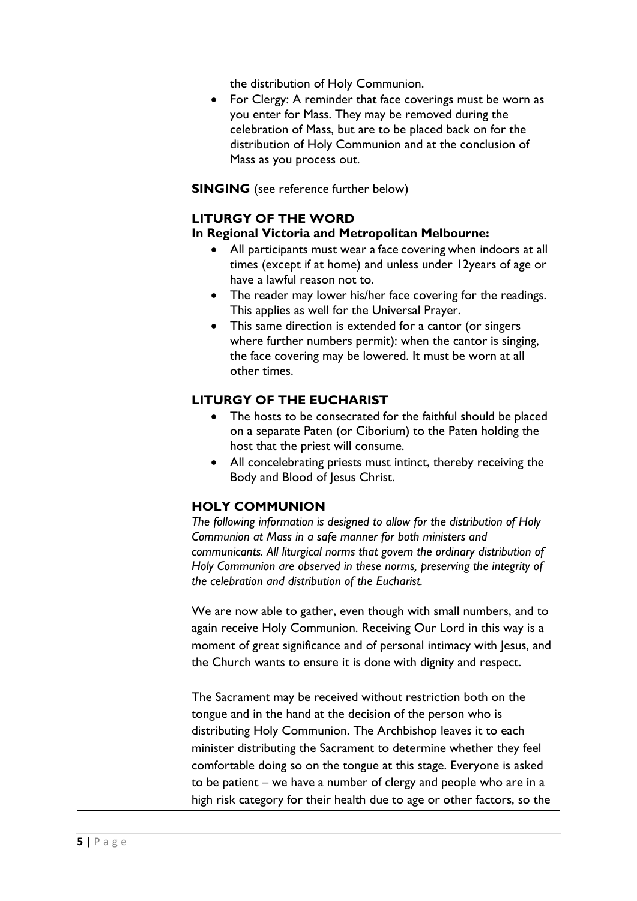the distribution of Holy Communion.

- For Clergy: A reminder that face coverings must be worn as you enter for Mass. They may be removed during the celebration of Mass, but are to be placed back on for the distribution of Holy Communion and at the conclusion of Mass as you process out.

**SINGING** (see reference further below)

### LITURGY OF THE WORD

**In Regional Victoria and Metropolitan Melbourne:**

- All participants must wear a face covering when indoors at all times (except if at home) and unless under 12years of age or have a lawful reason not to.
- The reader may lower his/her face covering for the readings. This applies as well for the Universal Prayer.
- This same direction is extended for a cantor (or singers where further numbers permit): when the cantor is singing, the face covering may be lowered. It must be worn at all other times.

### LITURGY OF THE EUCHARIST

- The hosts to be consecrated for the faithful should be placed on a separate Paten (or Ciborium) to the Paten holding the host that the priest will consume.
- All concelebrating priests must intinct, thereby receiving the Body and Blood of Jesus Christ.

### HOLY COMMUNION

*The following information is designed to allow for the distribution of Holy Communion at Mass in a safe manner for both ministers and communicants. All liturgical norms that govern the ordinary distribution of Holy Communion are observed in these norms, preserving the integrity of the celebration and distribution of the Eucharist.*

We are now able to gather, even though with small numbers, and to again receive Holy Communion. Receiving Our Lord in this way is a moment of great significance and of personal intimacy with Jesus, and the Church wants to ensure it is done with dignity and respect.

The Sacrament may be received without restriction both on the tongue and in the hand at the decision of the person who is distributing Holy Communion. The Archbishop leaves it to each minister distributing the Sacrament to determine whether they feel comfortable doing so on the tongue at this stage. Everyone is asked to be patient – we have a number of clergy and people who are in a high risk category for their health due to age or other factors, so the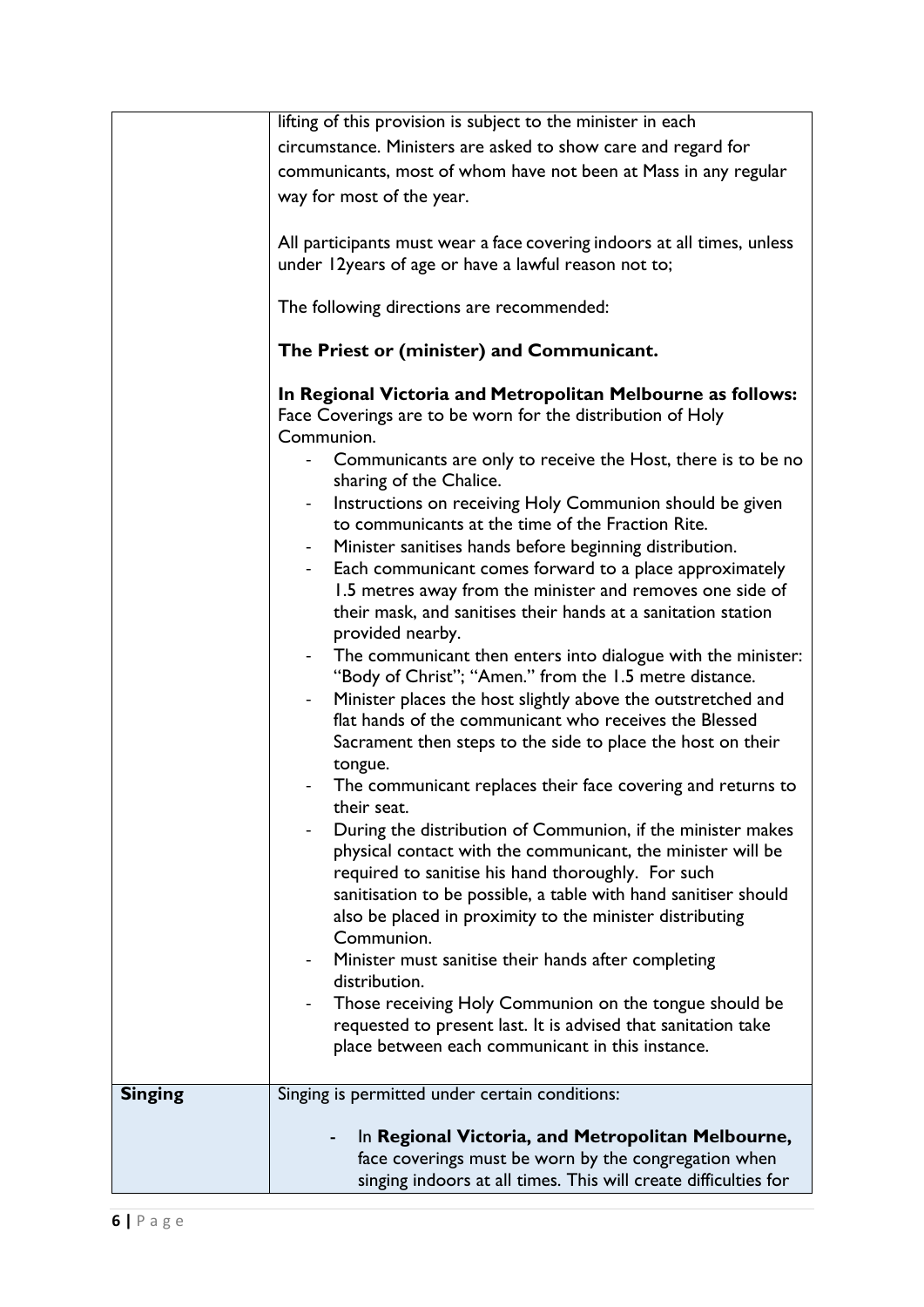| | |
|---|---|
| | lifting of this provision is subject to the minister in each circumstance. Ministers are asked to show care and regard for communicants, most of whom have not been at Mass in any regular way for most of the year.<br><br>All participants must wear a face covering indoors at all times, unless under 12years of age or have a lawful reason not to;<br><br>The following directions are recommended:<br><br>**The Priest or (minister) and Communicant.**<br><br>**In Regional Victoria and Metropolitan Melbourne as follows:**<br>Face Coverings are to be worn for the distribution of Holy Communion.<br>- Communicants are only to receive the Host, there is to be no sharing of the Chalice.<br>- Instructions on receiving Holy Communion should be given to communicants at the time of the Fraction Rite.<br>- Minister sanitises hands before beginning distribution.<br>- Each communicant comes forward to a place approximately 1.5 metres away from the minister and removes one side of their mask, and sanitises their hands at a sanitation station provided nearby.<br>- The communicant then enters into dialogue with the minister: "Body of Christ"; "Amen." from the 1.5 metre distance.<br>- Minister places the host slightly above the outstretched and flat hands of the communicant who receives the Blessed Sacrament then steps to the side to place the host on their tongue.<br>- The communicant replaces their face covering and returns to their seat.<br>- During the distribution of Communion, if the minister makes physical contact with the communicant, the minister will be required to sanitise his hand thoroughly. For such sanitisation to be possible, a table with hand sanitiser should also be placed in proximity to the minister distributing Communion.<br>- Minister must sanitise their hands after completing distribution.<br>- Those receiving Holy Communion on the tongue should be requested to present last. It is advised that sanitation take place between each communicant in this instance. |
| **Singing** | Singing is permitted under certain conditions:<br><br>- In **Regional Victoria, and Metropolitan Melbourne,** face coverings must be worn by the congregation when singing indoors at all times. This will create difficulties for |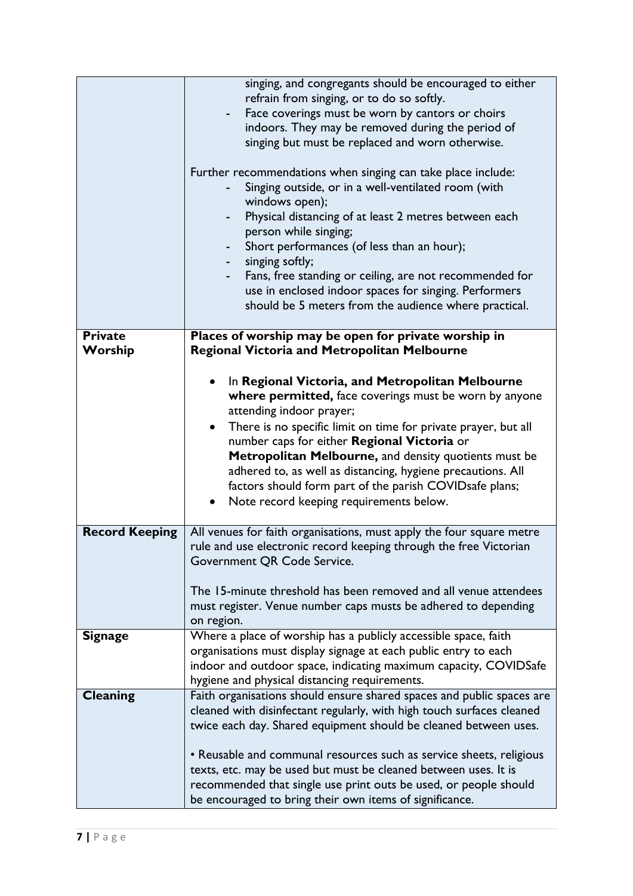| | |
|---|---|
| | singing, and congregants should be encouraged to either refrain from singing, or to do so softly.<br>- Face coverings must be worn by cantors or choirs indoors. They may be removed during the period of singing but must be replaced and worn otherwise.<br><br>Further recommendations when singing can take place include:<br>- Singing outside, or in a well-ventilated room (with windows open);<br>- Physical distancing of at least 2 metres between each person while singing;<br>- Short performances (of less than an hour);<br>- singing softly;<br>- Fans, free standing or ceiling, are not recommended for use in enclosed indoor spaces for singing. Performers should be 5 meters from the audience where practical. |
| **Private Worship** | **Places of worship may be open for private worship in Regional Victoria and Metropolitan Melbourne**<br><br>• In **Regional Victoria, and Metropolitan Melbourne where permitted,** face coverings must be worn by anyone attending indoor prayer;<br>• There is no specific limit on time for private prayer, but all number caps for either **Regional Victoria** or **Metropolitan Melbourne,** and density quotients must be adhered to, as well as distancing, hygiene precautions. All factors should form part of the parish COVIDsafe plans;<br>• Note record keeping requirements below. |
| **Record Keeping** | All venues for faith organisations, must apply the four square metre rule and use electronic record keeping through the free Victorian Government QR Code Service.<br><br>The 15-minute threshold has been removed and all venue attendees must register. Venue number caps musts be adhered to depending on region. |
| **Signage** | Where a place of worship has a publicly accessible space, faith organisations must display signage at each public entry to each indoor and outdoor space, indicating maximum capacity, COVIDSafe hygiene and physical distancing requirements. |
| **Cleaning** | Faith organisations should ensure shared spaces and public spaces are cleaned with disinfectant regularly, with high touch surfaces cleaned twice each day. Shared equipment should be cleaned between uses.<br><br>• Reusable and communal resources such as service sheets, religious texts, etc. may be used but must be cleaned between uses. It is recommended that single use print outs be used, or people should be encouraged to bring their own items of significance. |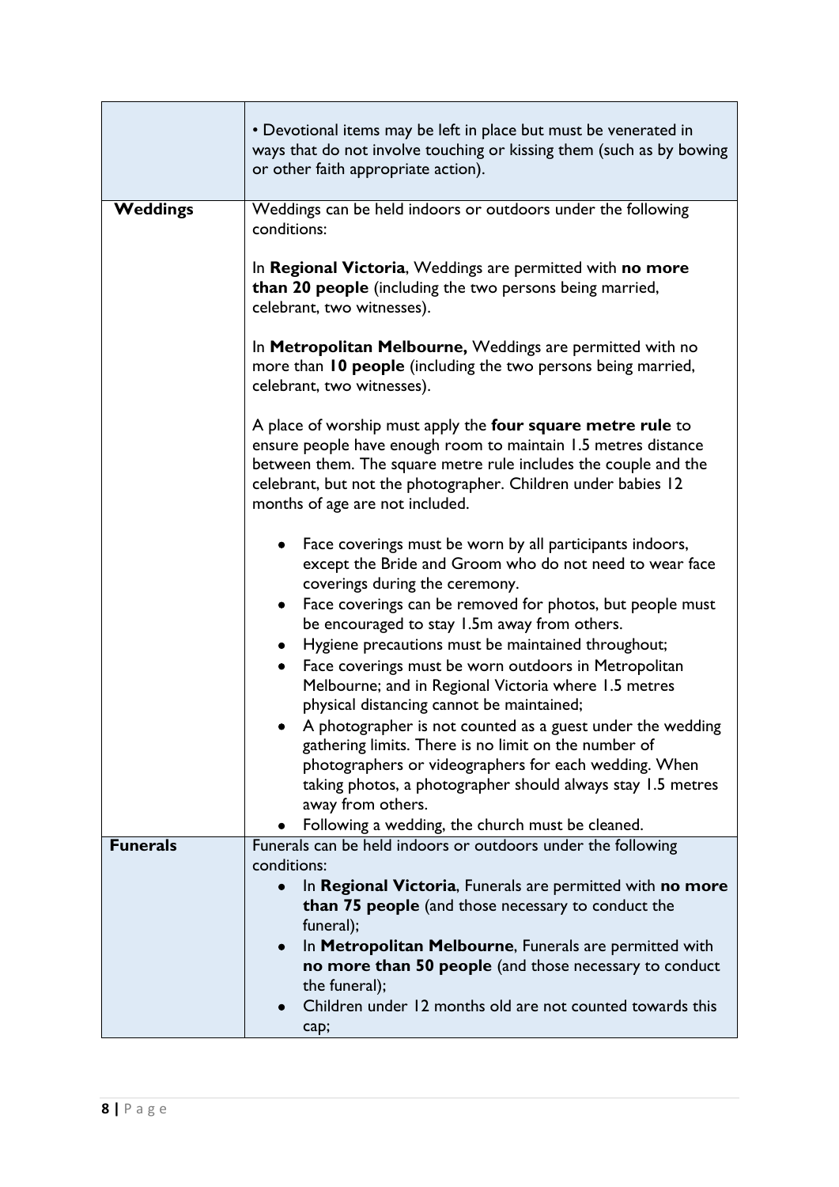| | |
|---|---|
| | • Devotional items may be left in place but must be venerated in ways that do not involve touching or kissing them (such as by bowing or other faith appropriate action). |
| **Weddings** | Weddings can be held indoors or outdoors under the following conditions:<br><br>In **Regional Victoria**, Weddings are permitted with **no more than 20 people** (including the two persons being married, celebrant, two witnesses).<br><br>In **Metropolitan Melbourne,** Weddings are permitted with no more than **10 people** (including the two persons being married, celebrant, two witnesses).<br><br>A place of worship must apply the **four square metre rule** to ensure people have enough room to maintain 1.5 metres distance between them. The square metre rule includes the couple and the celebrant, but not the photographer. Children under babies 12 months of age are not included.<br><br>• Face coverings must be worn by all participants indoors, except the Bride and Groom who do not need to wear face coverings during the ceremony.<br>• Face coverings can be removed for photos, but people must be encouraged to stay 1.5m away from others.<br>• Hygiene precautions must be maintained throughout;<br>• Face coverings must be worn outdoors in Metropolitan Melbourne; and in Regional Victoria where 1.5 metres physical distancing cannot be maintained;<br>• A photographer is not counted as a guest under the wedding gathering limits. There is no limit on the number of photographers or videographers for each wedding. When taking photos, a photographer should always stay 1.5 metres away from others.<br>• Following a wedding, the church must be cleaned. |
| **Funerals** | Funerals can be held indoors or outdoors under the following conditions:<br>• In **Regional Victoria**, Funerals are permitted with **no more than 75 people** (and those necessary to conduct the funeral);<br>• In **Metropolitan Melbourne**, Funerals are permitted with **no more than 50 people** (and those necessary to conduct the funeral);<br>• Children under 12 months old are not counted towards this cap; |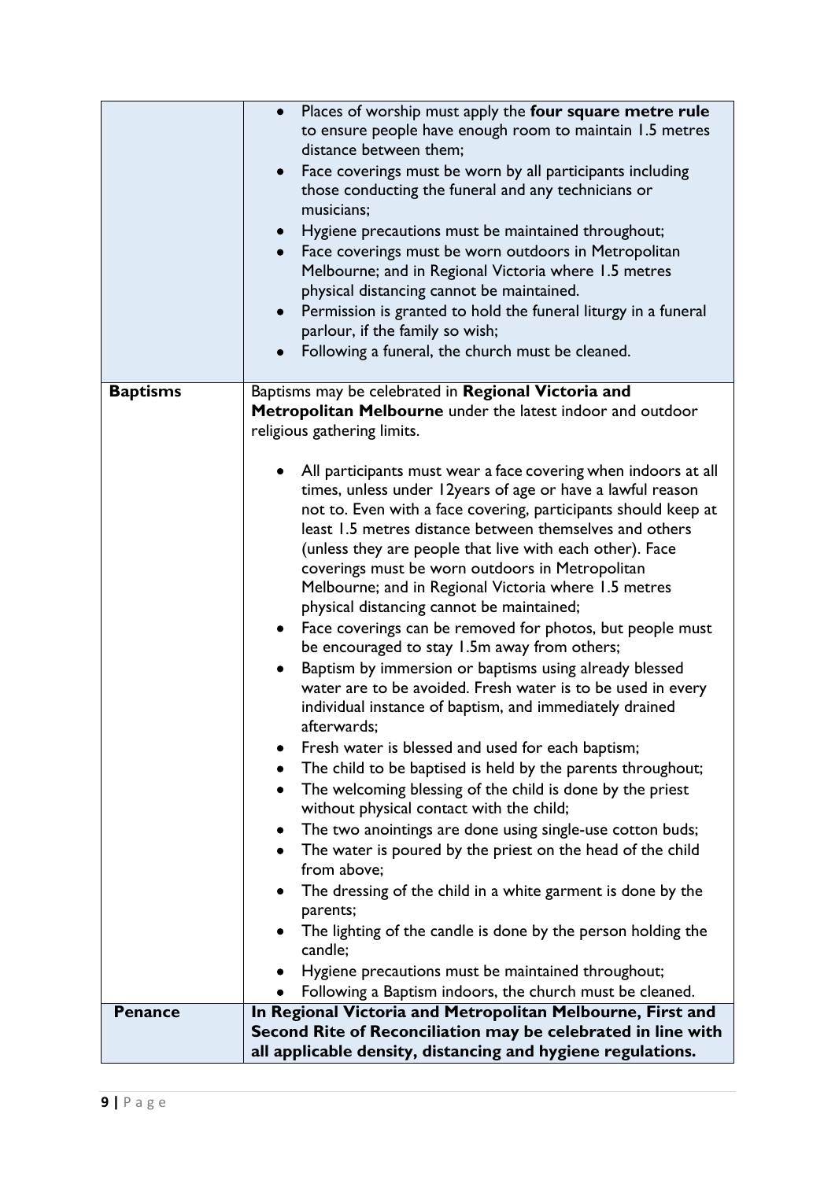| | |
|---|---|
| | • Places of worship must apply the **four square metre rule** to ensure people have enough room to maintain 1.5 metres distance between them;<br>• Face coverings must be worn by all participants including those conducting the funeral and any technicians or musicians;<br>• Hygiene precautions must be maintained throughout;<br>• Face coverings must be worn outdoors in Metropolitan Melbourne; and in Regional Victoria where 1.5 metres physical distancing cannot be maintained.<br>• Permission is granted to hold the funeral liturgy in a funeral parlour, if the family so wish;<br>• Following a funeral, the church must be cleaned. |
| **Baptisms** | Baptisms may be celebrated in **Regional Victoria and Metropolitan Melbourne** under the latest indoor and outdoor religious gathering limits.<br><br>• All participants must wear a face covering when indoors at all times, unless under 12years of age or have a lawful reason not to. Even with a face covering, participants should keep at least 1.5 metres distance between themselves and others (unless they are people that live with each other). Face coverings must be worn outdoors in Metropolitan Melbourne; and in Regional Victoria where 1.5 metres physical distancing cannot be maintained;<br>• Face coverings can be removed for photos, but people must be encouraged to stay 1.5m away from others;<br>• Baptism by immersion or baptisms using already blessed water are to be avoided. Fresh water is to be used in every individual instance of baptism, and immediately drained afterwards;<br>• Fresh water is blessed and used for each baptism;<br>• The child to be baptised is held by the parents throughout;<br>• The welcoming blessing of the child is done by the priest without physical contact with the child;<br>• The two anointings are done using single-use cotton buds;<br>• The water is poured by the priest on the head of the child from above;<br>• The dressing of the child in a white garment is done by the parents;<br>• The lighting of the candle is done by the person holding the candle;<br>• Hygiene precautions must be maintained throughout;<br>• Following a Baptism indoors, the church must be cleaned. |
| **Penance** | **In Regional Victoria and Metropolitan Melbourne, First and Second Rite of Reconciliation may be celebrated in line with all applicable density, distancing and hygiene regulations.** |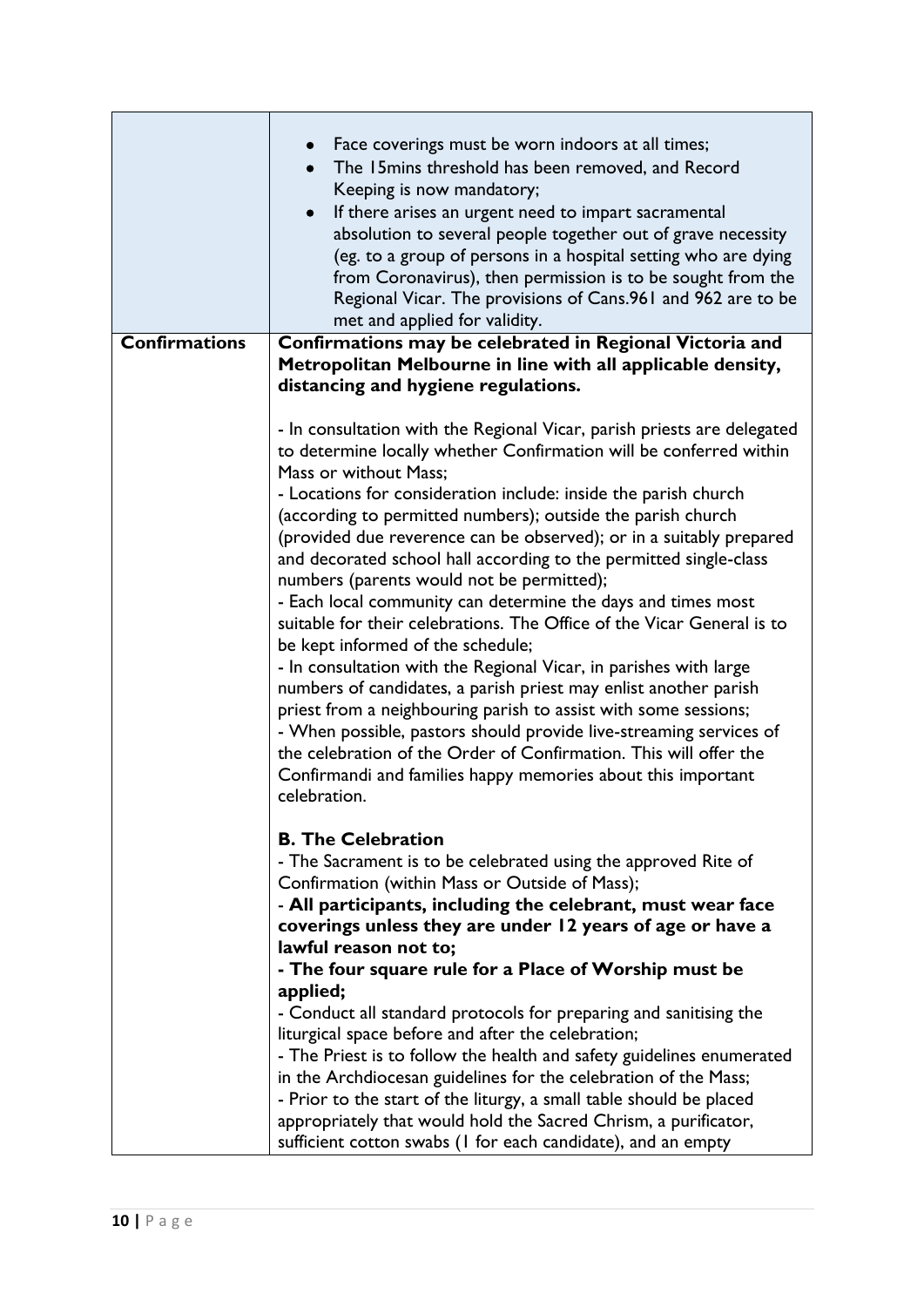| | |
|---|---|
| | • Face coverings must be worn indoors at all times;<br>• The 15mins threshold has been removed, and Record Keeping is now mandatory;<br>• If there arises an urgent need to impart sacramental absolution to several people together out of grave necessity (eg. to a group of persons in a hospital setting who are dying from Coronavirus), then permission is to be sought from the Regional Vicar. The provisions of Cans.961 and 962 are to be met and applied for validity. |
| **Confirmations** | **Confirmations may be celebrated in Regional Victoria and Metropolitan Melbourne in line with all applicable density, distancing and hygiene regulations.**<br><br>- In consultation with the Regional Vicar, parish priests are delegated to determine locally whether Confirmation will be conferred within Mass or without Mass;<br>- Locations for consideration include: inside the parish church (according to permitted numbers); outside the parish church (provided due reverence can be observed); or in a suitably prepared and decorated school hall according to the permitted single-class numbers (parents would not be permitted);<br>- Each local community can determine the days and times most suitable for their celebrations. The Office of the Vicar General is to be kept informed of the schedule;<br>- In consultation with the Regional Vicar, in parishes with large numbers of candidates, a parish priest may enlist another parish priest from a neighbouring parish to assist with some sessions;<br>- When possible, pastors should provide live-streaming services of the celebration of the Order of Confirmation. This will offer the Confirmandi and families happy memories about this important celebration.<br><br>**B. The Celebration**<br>- The Sacrament is to be celebrated using the approved Rite of Confirmation (within Mass or Outside of Mass);<br>- **All participants, including the celebrant, must wear face coverings unless they are under 12 years of age or have a lawful reason not to;**<br>**- The four square rule for a Place of Worship must be applied;**<br>- Conduct all standard protocols for preparing and sanitising the liturgical space before and after the celebration;<br>- The Priest is to follow the health and safety guidelines enumerated in the Archdiocesan guidelines for the celebration of the Mass;<br>- Prior to the start of the liturgy, a small table should be placed appropriately that would hold the Sacred Chrism, a purificator, sufficient cotton swabs (1 for each candidate), and an empty |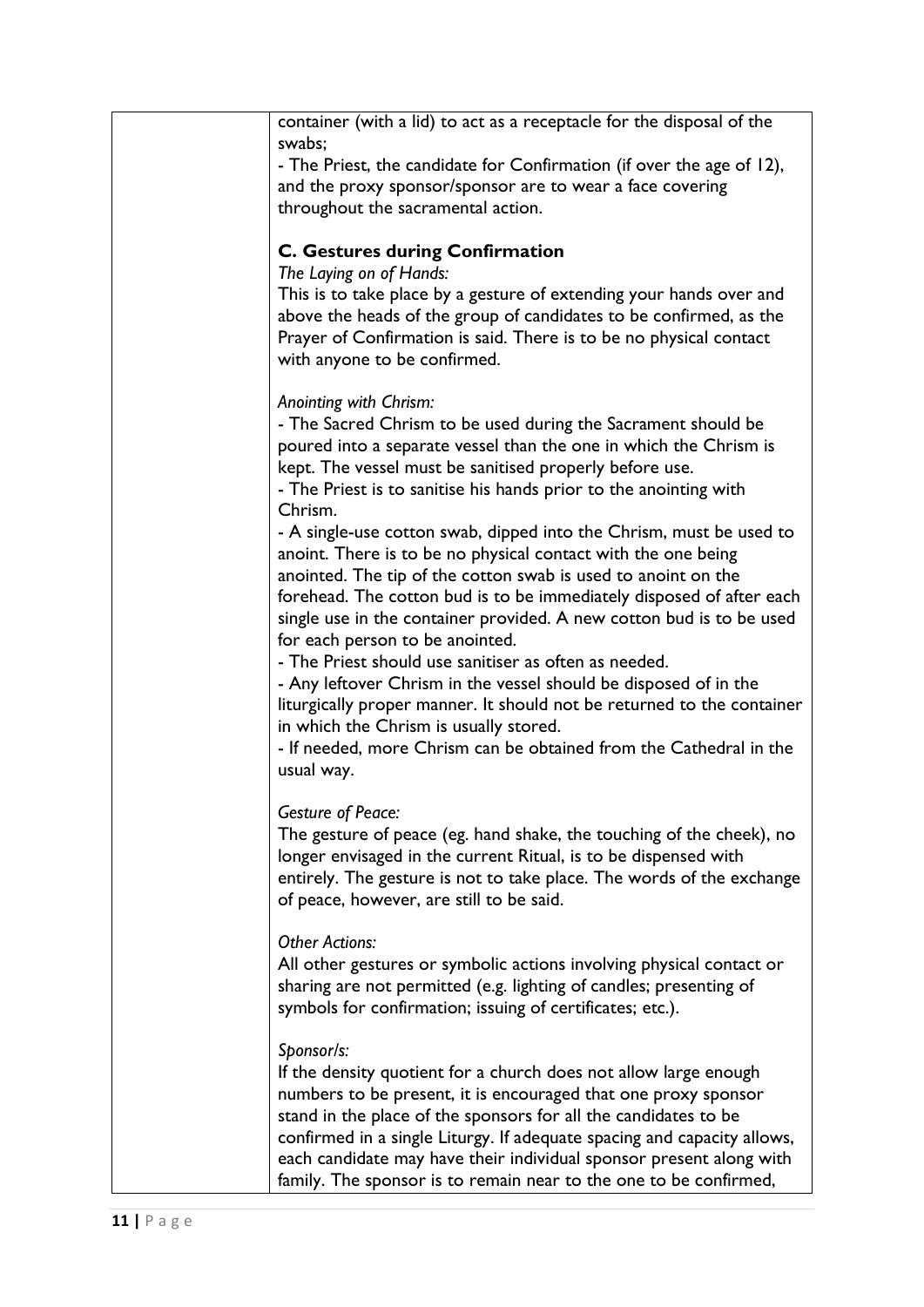container (with a lid) to act as a receptacle for the disposal of the swabs;

- The Priest, the candidate for Confirmation (if over the age of 12), and the proxy sponsor/sponsor are to wear a face covering throughout the sacramental action.

**C. Gestures during Confirmation**

*The Laying on of Hands:*

This is to take place by a gesture of extending your hands over and above the heads of the group of candidates to be confirmed, as the Prayer of Confirmation is said. There is to be no physical contact with anyone to be confirmed.

*Anointing with Chrism:*

- The Sacred Chrism to be used during the Sacrament should be poured into a separate vessel than the one in which the Chrism is kept. The vessel must be sanitised properly before use.
- The Priest is to sanitise his hands prior to the anointing with Chrism.
- A single-use cotton swab, dipped into the Chrism, must be used to anoint. There is to be no physical contact with the one being anointed. The tip of the cotton swab is used to anoint on the forehead. The cotton bud is to be immediately disposed of after each single use in the container provided. A new cotton bud is to be used for each person to be anointed.
- The Priest should use sanitiser as often as needed.
- Any leftover Chrism in the vessel should be disposed of in the liturgically proper manner. It should not be returned to the container in which the Chrism is usually stored.
- If needed, more Chrism can be obtained from the Cathedral in the usual way.

*Gesture of Peace:*

The gesture of peace (eg. hand shake, the touching of the cheek), no longer envisaged in the current Ritual, is to be dispensed with entirely. The gesture is not to take place. The words of the exchange of peace, however, are still to be said.

*Other Actions:*

All other gestures or symbolic actions involving physical contact or sharing are not permitted (e.g. lighting of candles; presenting of symbols for confirmation; issuing of certificates; etc.).

*Sponsor/s:*

If the density quotient for a church does not allow large enough numbers to be present, it is encouraged that one proxy sponsor stand in the place of the sponsors for all the candidates to be confirmed in a single Liturgy. If adequate spacing and capacity allows, each candidate may have their individual sponsor present along with family. The sponsor is to remain near to the one to be confirmed,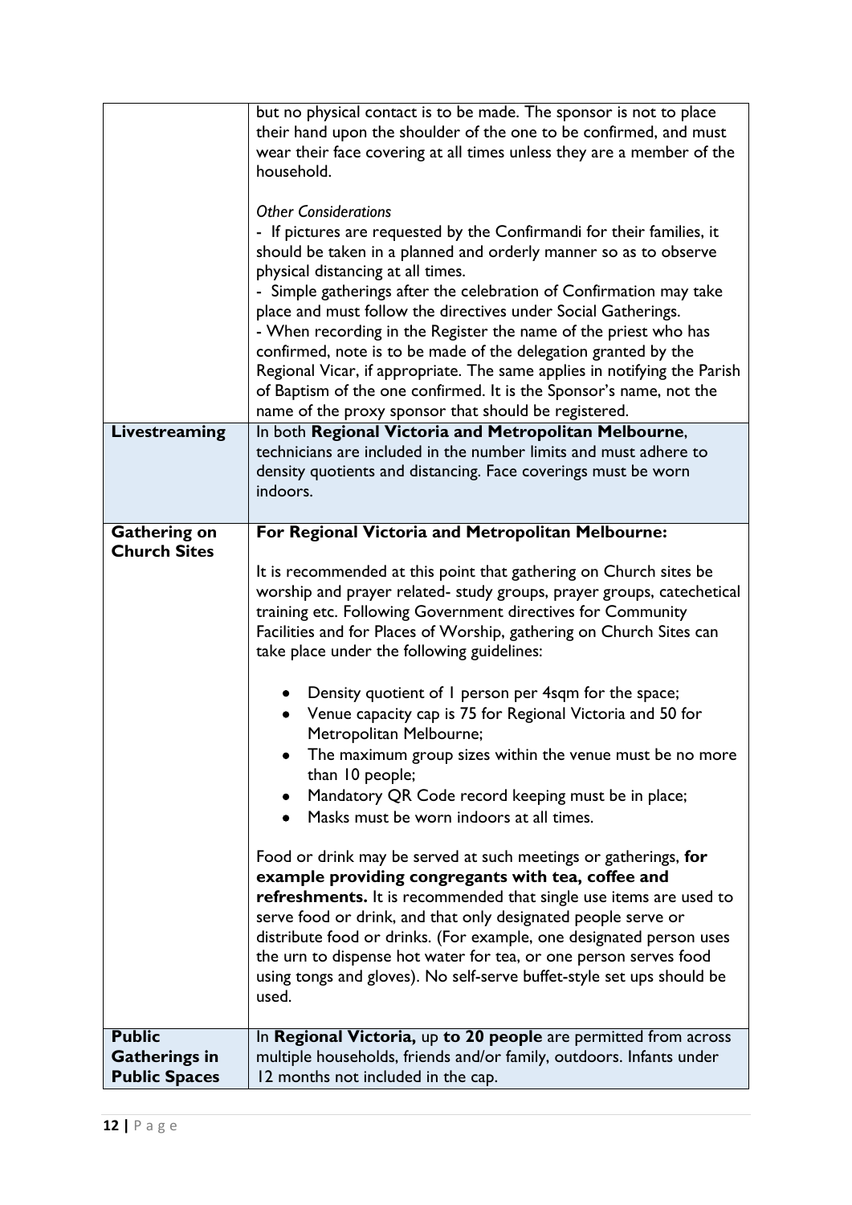| | |
|---|---|
| | but no physical contact is to be made. The sponsor is not to place their hand upon the shoulder of the one to be confirmed, and must wear their face covering at all times unless they are a member of the household.<br><br>*Other Considerations*<br>- If pictures are requested by the Confirmandi for their families, it should be taken in a planned and orderly manner so as to observe physical distancing at all times.<br>- Simple gatherings after the celebration of Confirmation may take place and must follow the directives under Social Gatherings.<br>- When recording in the Register the name of the priest who has confirmed, note is to be made of the delegation granted by the Regional Vicar, if appropriate. The same applies in notifying the Parish of Baptism of the one confirmed. It is the Sponsor's name, not the name of the proxy sponsor that should be registered. |
| **Livestreaming** | In both **Regional Victoria and Metropolitan Melbourne**, technicians are included in the number limits and must adhere to density quotients and distancing. Face coverings must be worn indoors. |
| **Gathering on Church Sites** | **For Regional Victoria and Metropolitan Melbourne:**<br><br>It is recommended at this point that gathering on Church sites be worship and prayer related- study groups, prayer groups, catechetical training etc. Following Government directives for Community Facilities and for Places of Worship, gathering on Church Sites can take place under the following guidelines:<br><br>• Density quotient of 1 person per 4sqm for the space;<br>• Venue capacity cap is 75 for Regional Victoria and 50 for Metropolitan Melbourne;<br>• The maximum group sizes within the venue must be no more than 10 people;<br>• Mandatory QR Code record keeping must be in place;<br>• Masks must be worn indoors at all times.<br><br>Food or drink may be served at such meetings or gatherings, **for example providing congregants with tea, coffee and refreshments.** It is recommended that single use items are used to serve food or drink, and that only designated people serve or distribute food or drinks. (For example, one designated person uses the urn to dispense hot water for tea, or one person serves food using tongs and gloves). No self-serve buffet-style set ups should be used. |
| **Public Gatherings in Public Spaces** | In **Regional Victoria,** up **to 20 people** are permitted from across multiple households, friends and/or family, outdoors. Infants under 12 months not included in the cap. |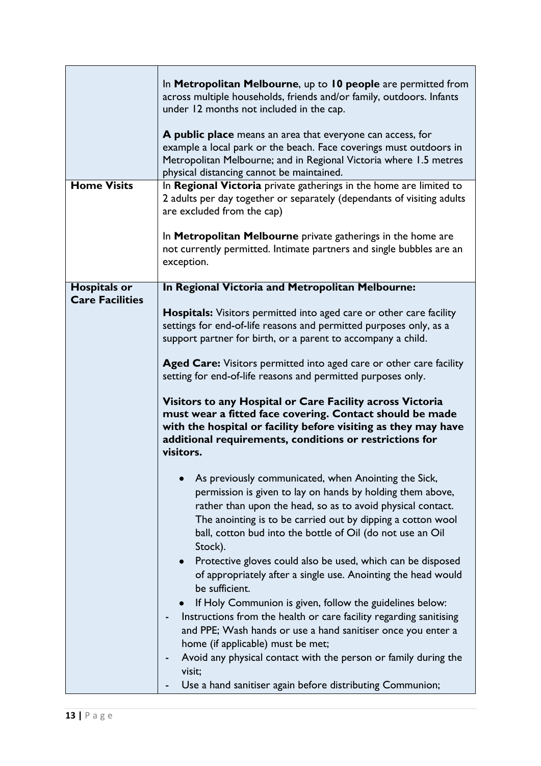| | |
|---|---|
| | In **Metropolitan Melbourne**, up to **10 people** are permitted from across multiple households, friends and/or family, outdoors. Infants under 12 months not included in the cap.<br><br>**A public place** means an area that everyone can access, for example a local park or the beach. Face coverings must outdoors in Metropolitan Melbourne; and in Regional Victoria where 1.5 metres physical distancing cannot be maintained. |
| **Home Visits** | In **Regional Victoria** private gatherings in the home are limited to 2 adults per day together or separately (dependants of visiting adults are excluded from the cap)<br><br>In **Metropolitan Melbourne** private gatherings in the home are not currently permitted. Intimate partners and single bubbles are an exception. |
| **Hospitals or Care Facilities** | **In Regional Victoria and Metropolitan Melbourne:**<br><br>**Hospitals:** Visitors permitted into aged care or other care facility settings for end-of-life reasons and permitted purposes only, as a support partner for birth, or a parent to accompany a child.<br><br>**Aged Care:** Visitors permitted into aged care or other care facility setting for end-of-life reasons and permitted purposes only.<br><br>**Visitors to any Hospital or Care Facility across Victoria must wear a fitted face covering. Contact should be made with the hospital or facility before visiting as they may have additional requirements, conditions or restrictions for visitors.**<br><br>• As previously communicated, when Anointing the Sick, permission is given to lay on hands by holding them above, rather than upon the head, so as to avoid physical contact. The anointing is to be carried out by dipping a cotton wool ball, cotton bud into the bottle of Oil (do not use an Oil Stock).<br>• Protective gloves could also be used, which can be disposed of appropriately after a single use. Anointing the head would be sufficient.<br>• If Holy Communion is given, follow the guidelines below:<br>- Instructions from the health or care facility regarding sanitising and PPE; Wash hands or use a hand sanitiser once you enter a home (if applicable) must be met;<br>- Avoid any physical contact with the person or family during the visit;<br>- Use a hand sanitiser again before distributing Communion; |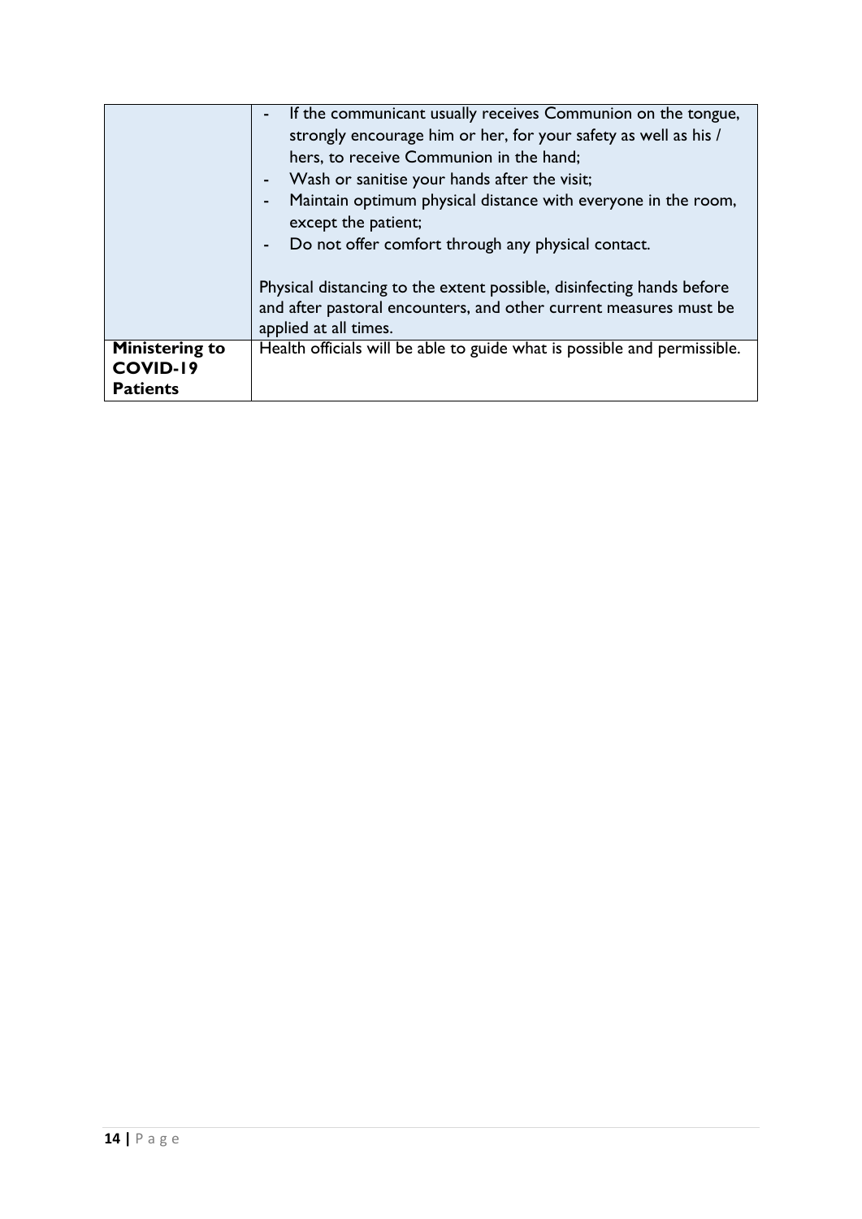| | |
|---|---|
| | - If the communicant usually receives Communion on the tongue, strongly encourage him or her, for your safety as well as his / hers, to receive Communion in the hand;<br>- Wash or sanitise your hands after the visit;<br>- Maintain optimum physical distance with everyone in the room, except the patient;<br>- Do not offer comfort through any physical contact.<br><br>Physical distancing to the extent possible, disinfecting hands before and after pastoral encounters, and other current measures must be applied at all times. |
| **Ministering to COVID-19 Patients** | Health officials will be able to guide what is possible and permissible. |